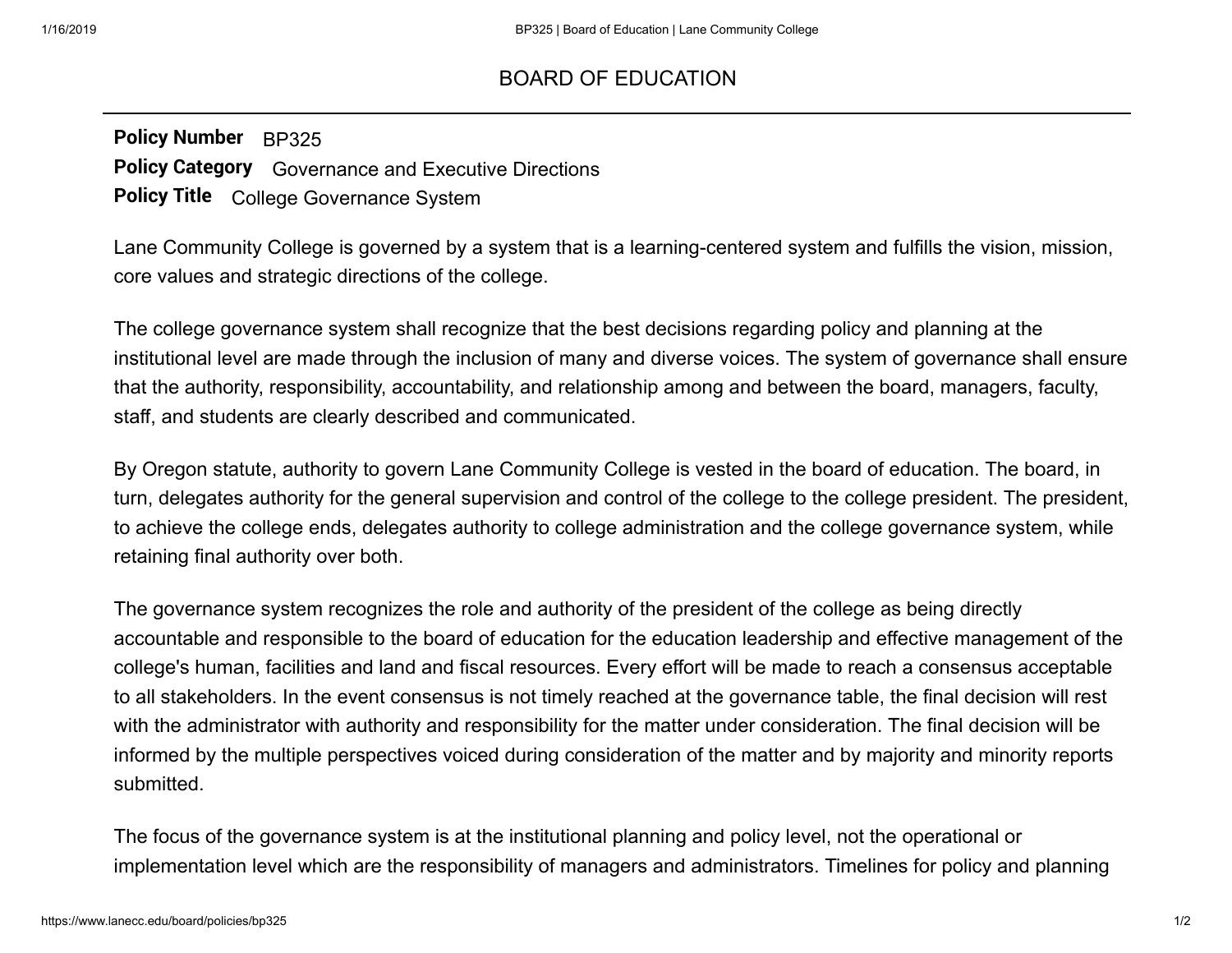# BOARD OF EDUCATION

**Policy Number** BP325
**Policy Category** Governance and Executive Directions
**Policy Title** College Governance System

Lane Community College is governed by a system that is a learning-centered system and fulfills the vision, mission, core values and strategic directions of the college.

The college governance system shall recognize that the best decisions regarding policy and planning at the institutional level are made through the inclusion of many and diverse voices. The system of governance shall ensure that the authority, responsibility, accountability, and relationship among and between the board, managers, faculty, staff, and students are clearly described and communicated.

By Oregon statute, authority to govern Lane Community College is vested in the board of education. The board, in turn, delegates authority for the general supervision and control of the college to the college president. The president, to achieve the college ends, delegates authority to college administration and the college governance system, while retaining final authority over both.

The governance system recognizes the role and authority of the president of the college as being directly accountable and responsible to the board of education for the education leadership and effective management of the college's human, facilities and land and fiscal resources. Every effort will be made to reach a consensus acceptable to all stakeholders. In the event consensus is not timely reached at the governance table, the final decision will rest with the administrator with authority and responsibility for the matter under consideration. The final decision will be informed by the multiple perspectives voiced during consideration of the matter and by majority and minority reports submitted.

The focus of the governance system is at the institutional planning and policy level, not the operational or implementation level which are the responsibility of managers and administrators. Timelines for policy and planning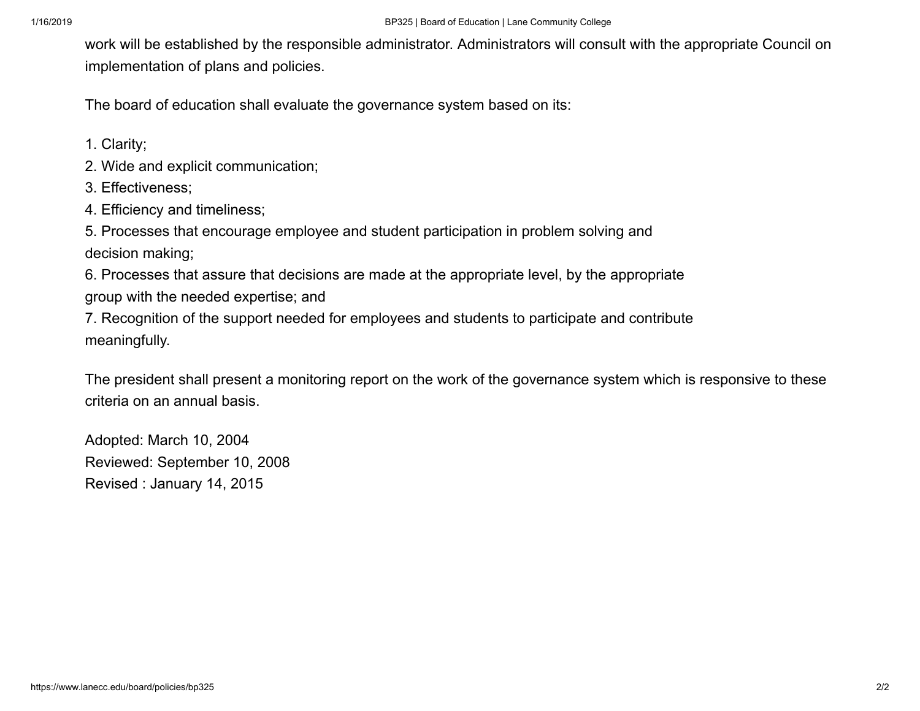work will be established by the responsible administrator. Administrators will consult with the appropriate Council on implementation of plans and policies.

The board of education shall evaluate the governance system based on its:

1. Clarity;
2. Wide and explicit communication;
3. Effectiveness;
4. Efficiency and timeliness;
5. Processes that encourage employee and student participation in problem solving and decision making;
6. Processes that assure that decisions are made at the appropriate level, by the appropriate group with the needed expertise; and
7. Recognition of the support needed for employees and students to participate and contribute meaningfully.

The president shall present a monitoring report on the work of the governance system which is responsive to these criteria on an annual basis.

Adopted: March 10, 2004
Reviewed: September 10, 2008
Revised : January 14, 2015